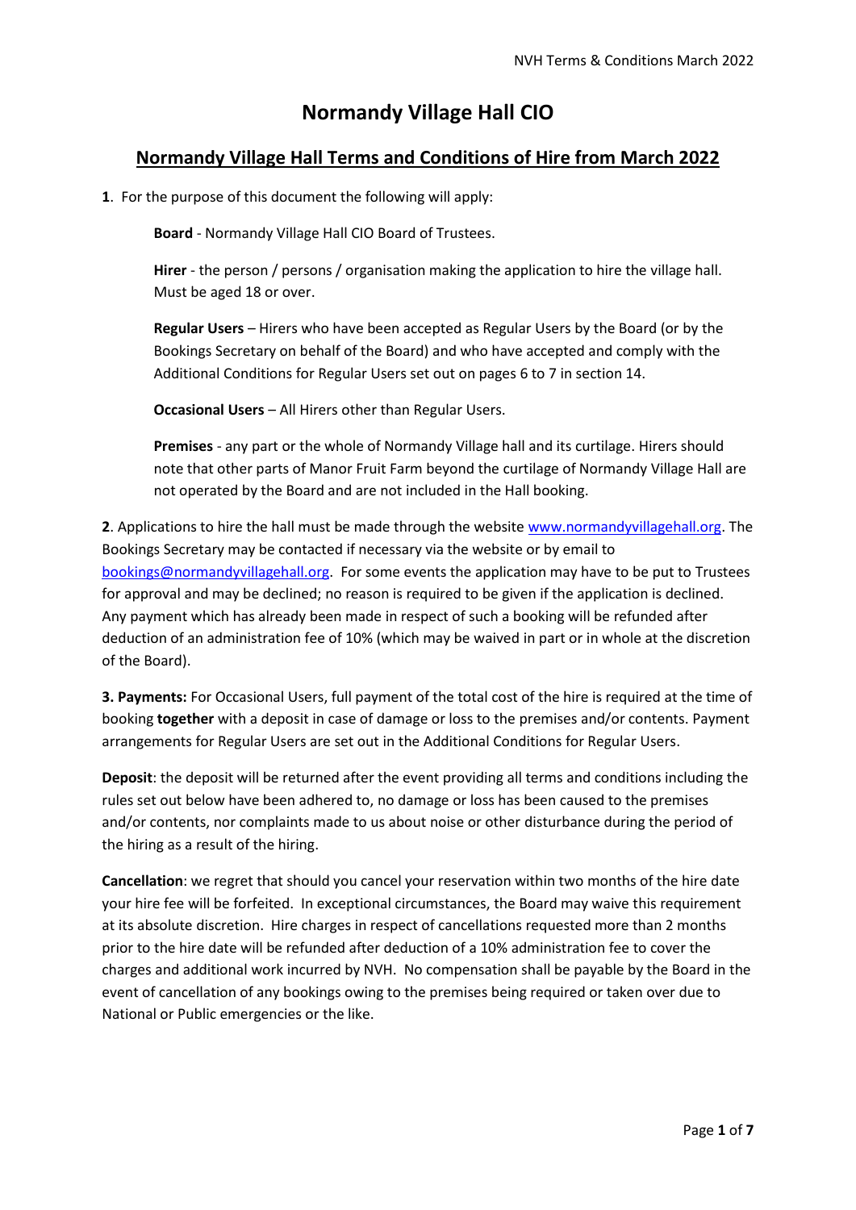# Normandy Village Hall CIO

## Normandy Village Hall Terms and Conditions of Hire from March 2022

**1**. For the purpose of this document the following will apply:

**Board** - Normandy Village Hall CIO Board of Trustees.

**Hirer** - the person / persons / organisation making the application to hire the village hall. Must be aged 18 or over.

**Regular Users** – Hirers who have been accepted as Regular Users by the Board (or by the Bookings Secretary on behalf of the Board) and who have accepted and comply with the Additional Conditions for Regular Users set out on pages 6 to 7 in section 14.

**Occasional Users** – All Hirers other than Regular Users.

**Premises** - any part or the whole of Normandy Village hall and its curtilage. Hirers should note that other parts of Manor Fruit Farm beyond the curtilage of Normandy Village Hall are not operated by the Board and are not included in the Hall booking.

**2**. Applications to hire the hall must be made through the website www.normandyvillagehall.org. The Bookings Secretary may be contacted if necessary via the website or by email to bookings@normandyvillagehall.org. For some events the application may have to be put to Trustees for approval and may be declined; no reason is required to be given if the application is declined. Any payment which has already been made in respect of such a booking will be refunded after deduction of an administration fee of 10% (which may be waived in part or in whole at the discretion of the Board).

**3. Payments:** For Occasional Users, full payment of the total cost of the hire is required at the time of booking **together** with a deposit in case of damage or loss to the premises and/or contents. Payment arrangements for Regular Users are set out in the Additional Conditions for Regular Users.

**Deposit**: the deposit will be returned after the event providing all terms and conditions including the rules set out below have been adhered to, no damage or loss has been caused to the premises and/or contents, nor complaints made to us about noise or other disturbance during the period of the hiring as a result of the hiring.

**Cancellation**: we regret that should you cancel your reservation within two months of the hire date your hire fee will be forfeited. In exceptional circumstances, the Board may waive this requirement at its absolute discretion. Hire charges in respect of cancellations requested more than 2 months prior to the hire date will be refunded after deduction of a 10% administration fee to cover the charges and additional work incurred by NVH. No compensation shall be payable by the Board in the event of cancellation of any bookings owing to the premises being required or taken over due to National or Public emergencies or the like.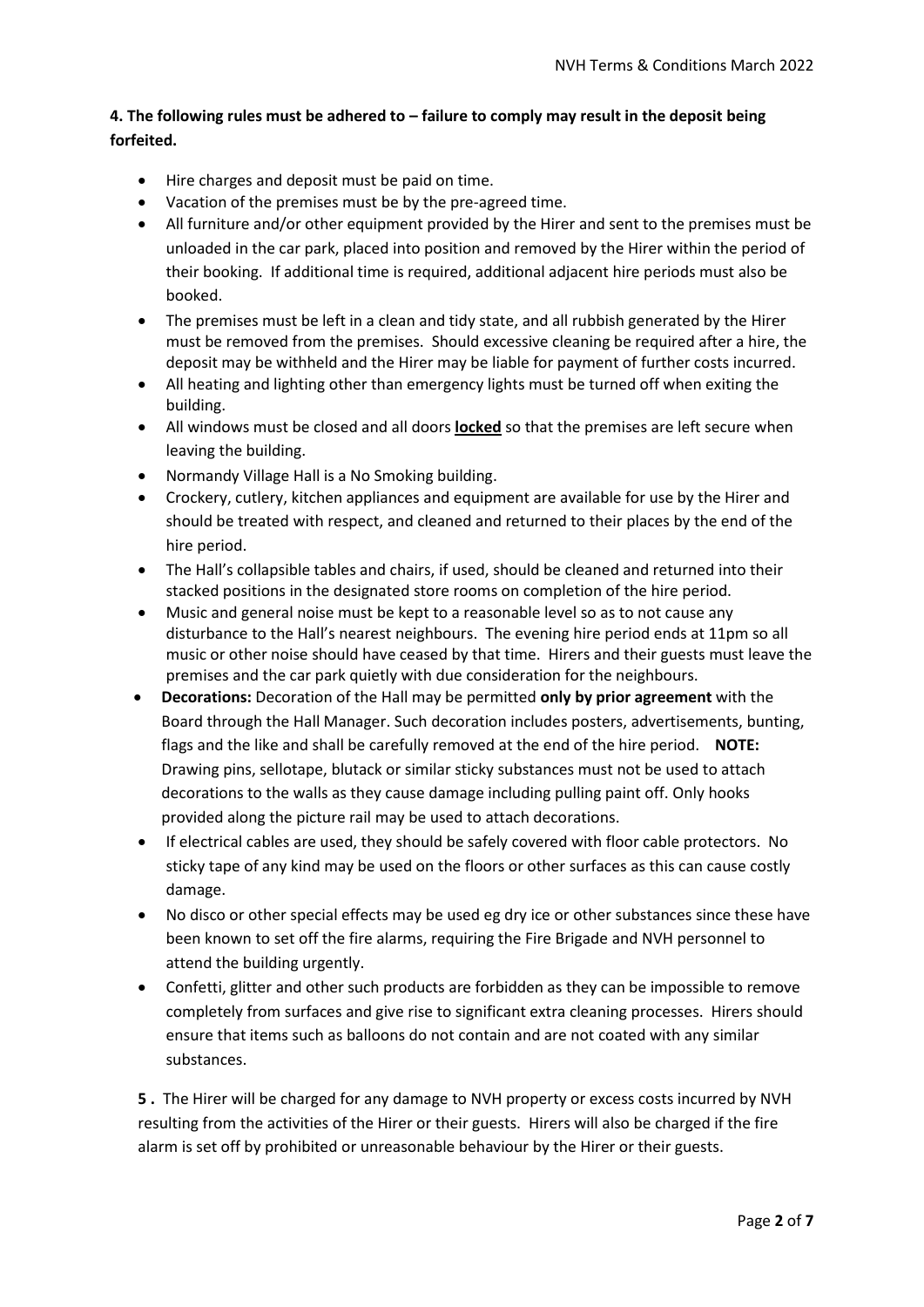**4. The following rules must be adhered to – failure to comply may result in the deposit being forfeited.**

- Hire charges and deposit must be paid on time.
- Vacation of the premises must be by the pre-agreed time.
- All furniture and/or other equipment provided by the Hirer and sent to the premises must be unloaded in the car park, placed into position and removed by the Hirer within the period of their booking. If additional time is required, additional adjacent hire periods must also be booked.
- The premises must be left in a clean and tidy state, and all rubbish generated by the Hirer must be removed from the premises. Should excessive cleaning be required after a hire, the deposit may be withheld and the Hirer may be liable for payment of further costs incurred.
- All heating and lighting other than emergency lights must be turned off when exiting the building.
- All windows must be closed and all doors **locked** so that the premises are left secure when leaving the building.
- Normandy Village Hall is a No Smoking building.
- Crockery, cutlery, kitchen appliances and equipment are available for use by the Hirer and should be treated with respect, and cleaned and returned to their places by the end of the hire period.
- The Hall's collapsible tables and chairs, if used, should be cleaned and returned into their stacked positions in the designated store rooms on completion of the hire period.
- Music and general noise must be kept to a reasonable level so as to not cause any disturbance to the Hall's nearest neighbours. The evening hire period ends at 11pm so all music or other noise should have ceased by that time. Hirers and their guests must leave the premises and the car park quietly with due consideration for the neighbours.
- **Decorations:** Decoration of the Hall may be permitted **only by prior agreement** with the Board through the Hall Manager. Such decoration includes posters, advertisements, bunting, flags and the like and shall be carefully removed at the end of the hire period. **NOTE:** Drawing pins, sellotape, blutack or similar sticky substances must not be used to attach decorations to the walls as they cause damage including pulling paint off. Only hooks provided along the picture rail may be used to attach decorations.
- If electrical cables are used, they should be safely covered with floor cable protectors. No sticky tape of any kind may be used on the floors or other surfaces as this can cause costly damage.
- No disco or other special effects may be used eg dry ice or other substances since these have been known to set off the fire alarms, requiring the Fire Brigade and NVH personnel to attend the building urgently.
- Confetti, glitter and other such products are forbidden as they can be impossible to remove completely from surfaces and give rise to significant extra cleaning processes. Hirers should ensure that items such as balloons do not contain and are not coated with any similar substances.

**5 .** The Hirer will be charged for any damage to NVH property or excess costs incurred by NVH resulting from the activities of the Hirer or their guests. Hirers will also be charged if the fire alarm is set off by prohibited or unreasonable behaviour by the Hirer or their guests.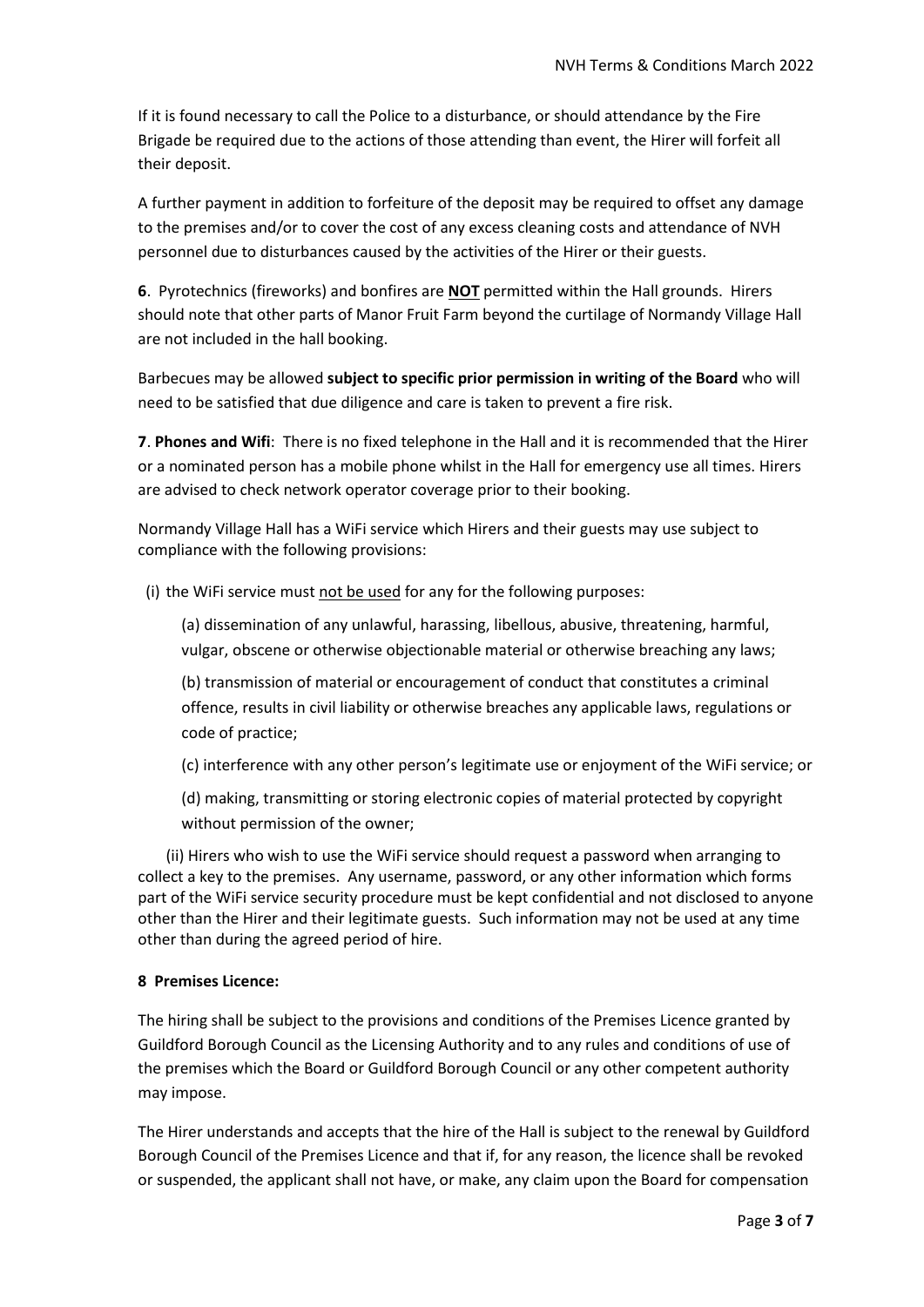If it is found necessary to call the Police to a disturbance, or should attendance by the Fire Brigade be required due to the actions of those attending than event, the Hirer will forfeit all their deposit.

A further payment in addition to forfeiture of the deposit may be required to offset any damage to the premises and/or to cover the cost of any excess cleaning costs and attendance of NVH personnel due to disturbances caused by the activities of the Hirer or their guests.

**6**. Pyrotechnics (fireworks) and bonfires are **NOT** permitted within the Hall grounds. Hirers should note that other parts of Manor Fruit Farm beyond the curtilage of Normandy Village Hall are not included in the hall booking.

Barbecues may be allowed **subject to specific prior permission in writing of the Board** who will need to be satisfied that due diligence and care is taken to prevent a fire risk.

**7**. **Phones and Wifi**: There is no fixed telephone in the Hall and it is recommended that the Hirer or a nominated person has a mobile phone whilst in the Hall for emergency use all times. Hirers are advised to check network operator coverage prior to their booking.

Normandy Village Hall has a WiFi service which Hirers and their guests may use subject to compliance with the following provisions:

(i) the WiFi service must <u>not be used</u> for any for the following purposes:

(a) dissemination of any unlawful, harassing, libellous, abusive, threatening, harmful, vulgar, obscene or otherwise objectionable material or otherwise breaching any laws;

(b) transmission of material or encouragement of conduct that constitutes a criminal offence, results in civil liability or otherwise breaches any applicable laws, regulations or code of practice;

(c) interference with any other person's legitimate use or enjoyment of the WiFi service; or

(d) making, transmitting or storing electronic copies of material protected by copyright without permission of the owner;

(ii) Hirers who wish to use the WiFi service should request a password when arranging to collect a key to the premises. Any username, password, or any other information which forms part of the WiFi service security procedure must be kept confidential and not disclosed to anyone other than the Hirer and their legitimate guests. Such information may not be used at any time other than during the agreed period of hire.

**8 Premises Licence:**

The hiring shall be subject to the provisions and conditions of the Premises Licence granted by Guildford Borough Council as the Licensing Authority and to any rules and conditions of use of the premises which the Board or Guildford Borough Council or any other competent authority may impose.

The Hirer understands and accepts that the hire of the Hall is subject to the renewal by Guildford Borough Council of the Premises Licence and that if, for any reason, the licence shall be revoked or suspended, the applicant shall not have, or make, any claim upon the Board for compensation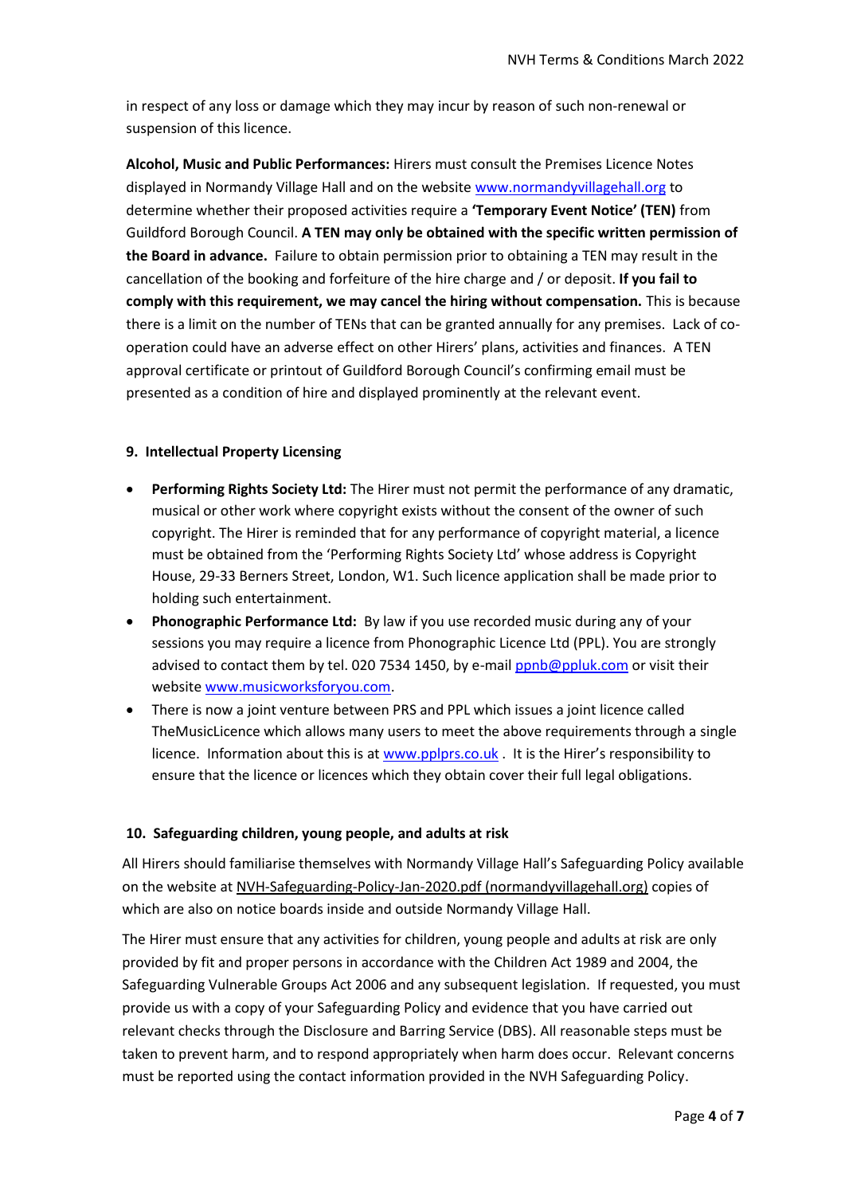in respect of any loss or damage which they may incur by reason of such non-renewal or suspension of this licence.

**Alcohol, Music and Public Performances:** Hirers must consult the Premises Licence Notes displayed in Normandy Village Hall and on the website www.normandyvillagehall.org to determine whether their proposed activities require a **'Temporary Event Notice' (TEN)** from Guildford Borough Council. **A TEN may only be obtained with the specific written permission of the Board in advance.** Failure to obtain permission prior to obtaining a TEN may result in the cancellation of the booking and forfeiture of the hire charge and / or deposit. **If you fail to comply with this requirement, we may cancel the hiring without compensation.** This is because there is a limit on the number of TENs that can be granted annually for any premises. Lack of co-operation could have an adverse effect on other Hirers' plans, activities and finances. A TEN approval certificate or printout of Guildford Borough Council's confirming email must be presented as a condition of hire and displayed prominently at the relevant event.

### 9. Intellectual Property Licensing

- **Performing Rights Society Ltd:** The Hirer must not permit the performance of any dramatic, musical or other work where copyright exists without the consent of the owner of such copyright. The Hirer is reminded that for any performance of copyright material, a licence must be obtained from the 'Performing Rights Society Ltd' whose address is Copyright House, 29-33 Berners Street, London, W1. Such licence application shall be made prior to holding such entertainment.
- **Phonographic Performance Ltd:** By law if you use recorded music during any of your sessions you may require a licence from Phonographic Licence Ltd (PPL). You are strongly advised to contact them by tel. 020 7534 1450, by e-mail ppnb@ppluk.com or visit their website www.musicworksforyou.com.
- There is now a joint venture between PRS and PPL which issues a joint licence called TheMusicLicence which allows many users to meet the above requirements through a single licence. Information about this is at www.pplprs.co.uk . It is the Hirer's responsibility to ensure that the licence or licences which they obtain cover their full legal obligations.

### 10. Safeguarding children, young people, and adults at risk

All Hirers should familiarise themselves with Normandy Village Hall's Safeguarding Policy available on the website at NVH-Safeguarding-Policy-Jan-2020.pdf (normandyvillagehall.org) copies of which are also on notice boards inside and outside Normandy Village Hall.

The Hirer must ensure that any activities for children, young people and adults at risk are only provided by fit and proper persons in accordance with the Children Act 1989 and 2004, the Safeguarding Vulnerable Groups Act 2006 and any subsequent legislation. If requested, you must provide us with a copy of your Safeguarding Policy and evidence that you have carried out relevant checks through the Disclosure and Barring Service (DBS). All reasonable steps must be taken to prevent harm, and to respond appropriately when harm does occur. Relevant concerns must be reported using the contact information provided in the NVH Safeguarding Policy.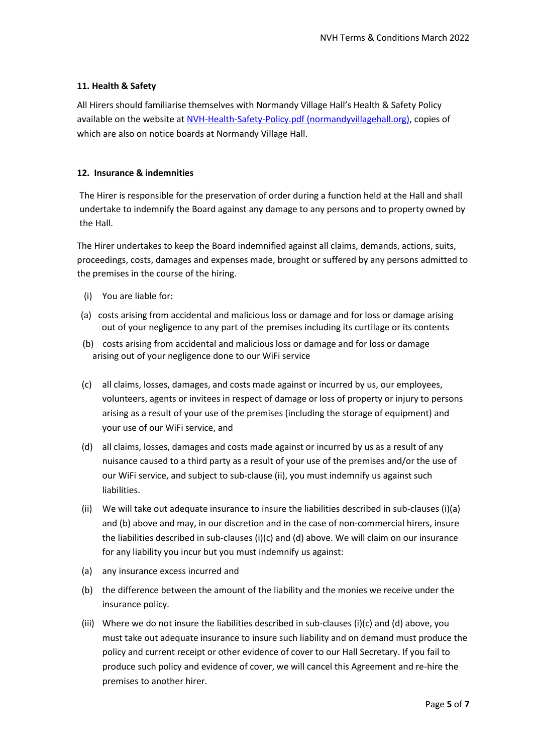### 11. Health & Safety

All Hirers should familiarise themselves with Normandy Village Hall's Health & Safety Policy available on the website at [NVH-Health-Safety-Policy.pdf (normandyvillagehall.org)](NVH-Health-Safety-Policy.pdf), copies of which are also on notice boards at Normandy Village Hall.

### 12. Insurance & indemnities

The Hirer is responsible for the preservation of order during a function held at the Hall and shall undertake to indemnify the Board against any damage to any persons and to property owned by the Hall.

The Hirer undertakes to keep the Board indemnified against all claims, demands, actions, suits, proceedings, costs, damages and expenses made, brought or suffered by any persons admitted to the premises in the course of the hiring.

(i) You are liable for:

(a) costs arising from accidental and malicious loss or damage and for loss or damage arising out of your negligence to any part of the premises including its curtilage or its contents

(b) costs arising from accidental and malicious loss or damage and for loss or damage arising out of your negligence done to our WiFi service

(c) all claims, losses, damages, and costs made against or incurred by us, our employees, volunteers, agents or invitees in respect of damage or loss of property or injury to persons arising as a result of your use of the premises (including the storage of equipment) and your use of our WiFi service, and

(d) all claims, losses, damages and costs made against or incurred by us as a result of any nuisance caused to a third party as a result of your use of the premises and/or the use of our WiFi service, and subject to sub-clause (ii), you must indemnify us against such liabilities.

(ii) We will take out adequate insurance to insure the liabilities described in sub-clauses (i)(a) and (b) above and may, in our discretion and in the case of non-commercial hirers, insure the liabilities described in sub-clauses (i)(c) and (d) above. We will claim on our insurance for any liability you incur but you must indemnify us against:

(a) any insurance excess incurred and

(b) the difference between the amount of the liability and the monies we receive under the insurance policy.

(iii) Where we do not insure the liabilities described in sub-clauses (i)(c) and (d) above, you must take out adequate insurance to insure such liability and on demand must produce the policy and current receipt or other evidence of cover to our Hall Secretary. If you fail to produce such policy and evidence of cover, we will cancel this Agreement and re-hire the premises to another hirer.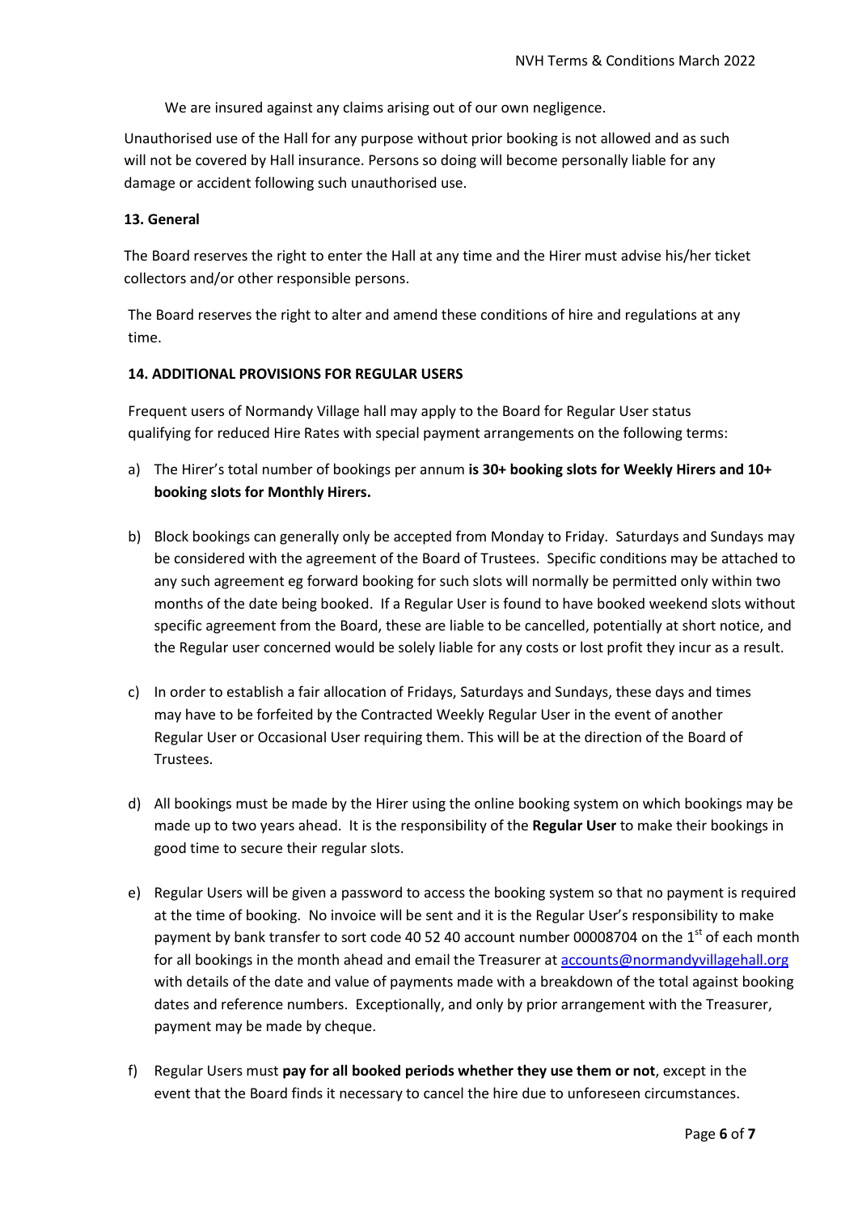We are insured against any claims arising out of our own negligence.

Unauthorised use of the Hall for any purpose without prior booking is not allowed and as such will not be covered by Hall insurance. Persons so doing will become personally liable for any damage or accident following such unauthorised use.

**13. General**

The Board reserves the right to enter the Hall at any time and the Hirer must advise his/her ticket collectors and/or other responsible persons.

The Board reserves the right to alter and amend these conditions of hire and regulations at any time.

**14. ADDITIONAL PROVISIONS FOR REGULAR USERS**

Frequent users of Normandy Village hall may apply to the Board for Regular User status qualifying for reduced Hire Rates with special payment arrangements on the following terms:

a) The Hirer's total number of bookings per annum **is 30+ booking slots for Weekly Hirers and 10+ booking slots for Monthly Hirers.**

b) Block bookings can generally only be accepted from Monday to Friday. Saturdays and Sundays may be considered with the agreement of the Board of Trustees. Specific conditions may be attached to any such agreement eg forward booking for such slots will normally be permitted only within two months of the date being booked. If a Regular User is found to have booked weekend slots without specific agreement from the Board, these are liable to be cancelled, potentially at short notice, and the Regular user concerned would be solely liable for any costs or lost profit they incur as a result.

c) In order to establish a fair allocation of Fridays, Saturdays and Sundays, these days and times may have to be forfeited by the Contracted Weekly Regular User in the event of another Regular User or Occasional User requiring them. This will be at the direction of the Board of Trustees.

d) All bookings must be made by the Hirer using the online booking system on which bookings may be made up to two years ahead. It is the responsibility of the **Regular User** to make their bookings in good time to secure their regular slots.

e) Regular Users will be given a password to access the booking system so that no payment is required at the time of booking. No invoice will be sent and it is the Regular User's responsibility to make payment by bank transfer to sort code 40 52 40 account number 00008704 on the 1st of each month for all bookings in the month ahead and email the Treasurer at accounts@normandyvillagehall.org with details of the date and value of payments made with a breakdown of the total against booking dates and reference numbers. Exceptionally, and only by prior arrangement with the Treasurer, payment may be made by cheque.

f) Regular Users must **pay for all booked periods whether they use them or not**, except in the event that the Board finds it necessary to cancel the hire due to unforeseen circumstances.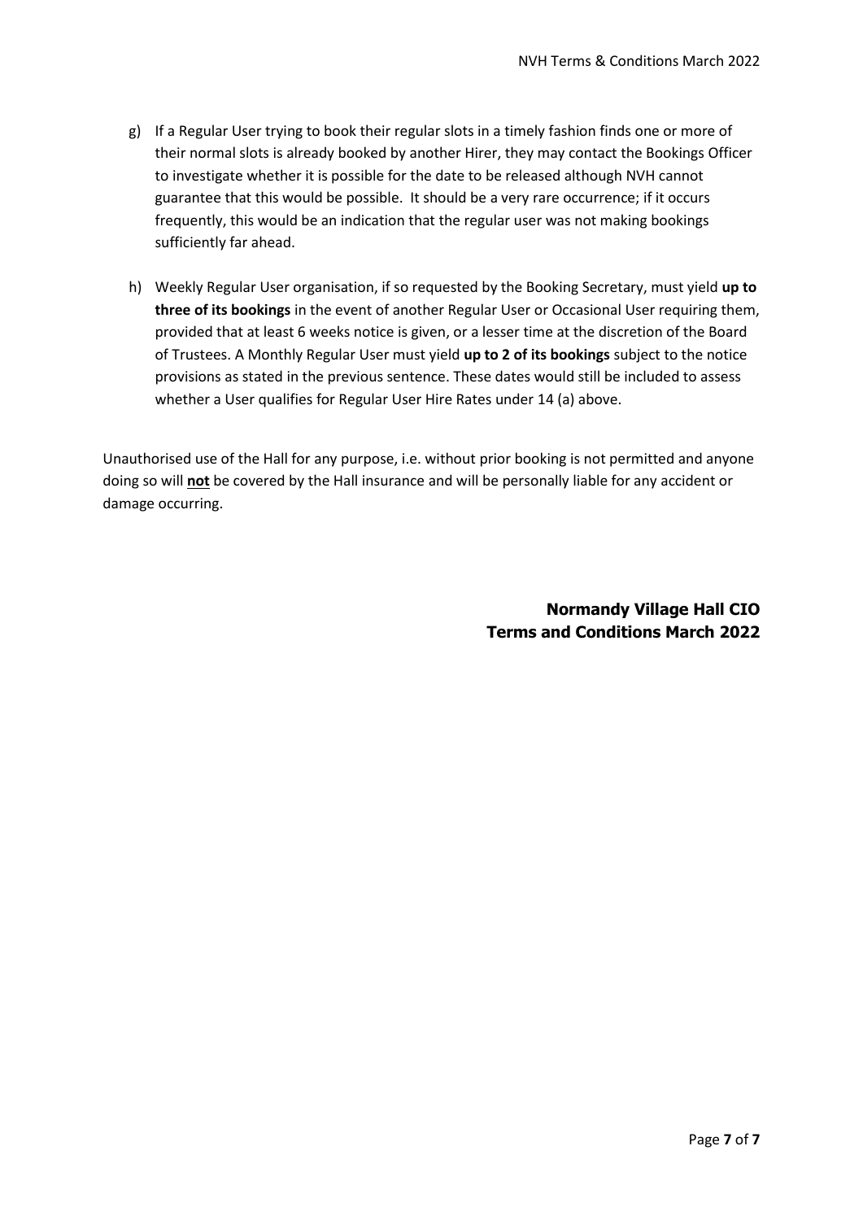g) If a Regular User trying to book their regular slots in a timely fashion finds one or more of their normal slots is already booked by another Hirer, they may contact the Bookings Officer to investigate whether it is possible for the date to be released although NVH cannot guarantee that this would be possible. It should be a very rare occurrence; if it occurs frequently, this would be an indication that the regular user was not making bookings sufficiently far ahead.

h) Weekly Regular User organisation, if so requested by the Booking Secretary, must yield **up to three of its bookings** in the event of another Regular User or Occasional User requiring them, provided that at least 6 weeks notice is given, or a lesser time at the discretion of the Board of Trustees. A Monthly Regular User must yield **up to 2 of its bookings** subject to the notice provisions as stated in the previous sentence. These dates would still be included to assess whether a User qualifies for Regular User Hire Rates under 14 (a) above.

Unauthorised use of the Hall for any purpose, i.e. without prior booking is not permitted and anyone doing so will **not** be covered by the Hall insurance and will be personally liable for any accident or damage occurring.

**Normandy Village Hall CIO**
**Terms and Conditions March 2022**